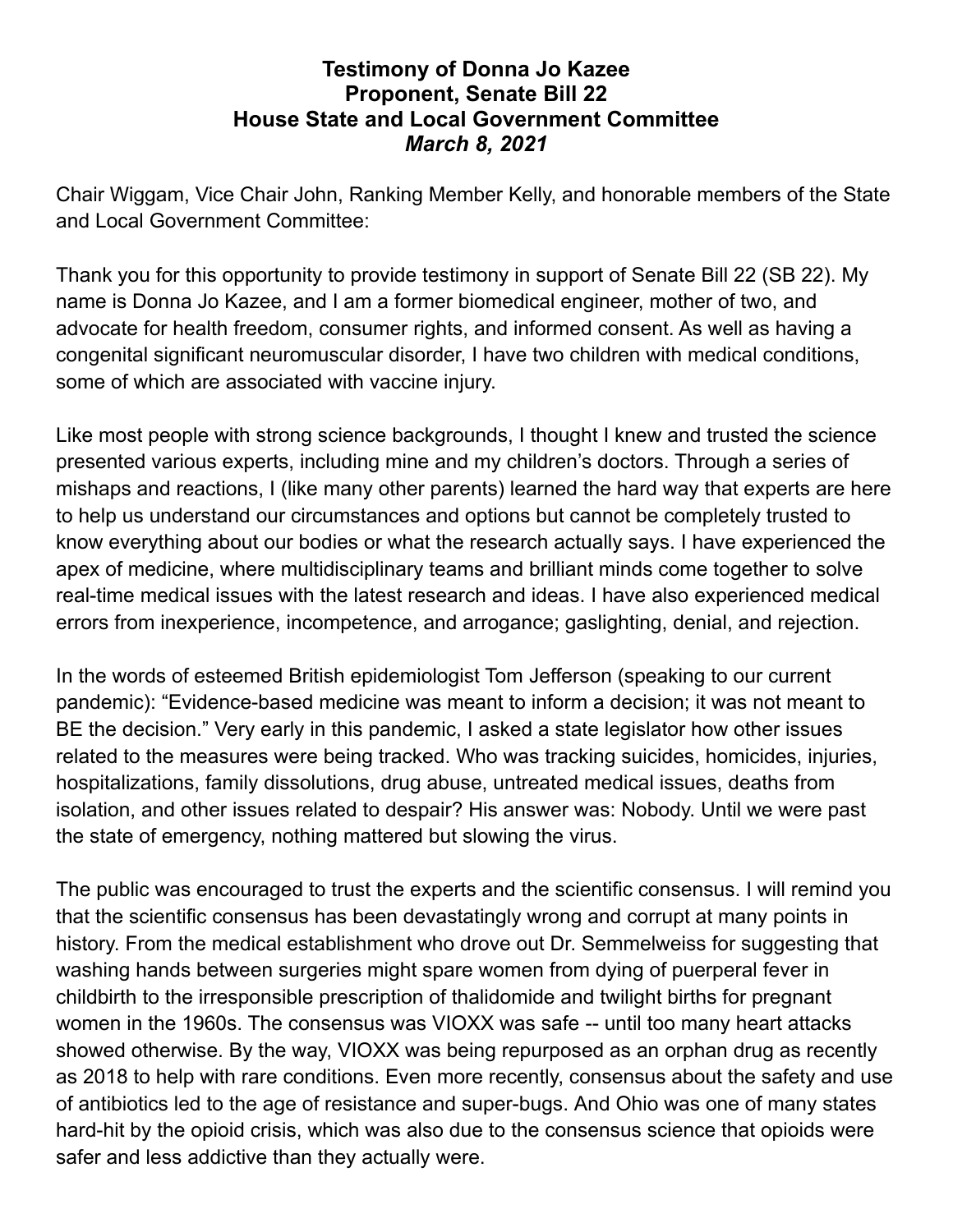**Testimony of Donna Jo Kazee**
**Proponent, Senate Bill 22**
**House State and Local Government Committee**
***March 8, 2021***

Chair Wiggam, Vice Chair John, Ranking Member Kelly, and honorable members of the State and Local Government Committee:

Thank you for this opportunity to provide testimony in support of Senate Bill 22 (SB 22). My name is Donna Jo Kazee, and I am a former biomedical engineer, mother of two, and advocate for health freedom, consumer rights, and informed consent. As well as having a congenital significant neuromuscular disorder, I have two children with medical conditions, some of which are associated with vaccine injury.

Like most people with strong science backgrounds, I thought I knew and trusted the science presented various experts, including mine and my children's doctors. Through a series of mishaps and reactions, I (like many other parents) learned the hard way that experts are here to help us understand our circumstances and options but cannot be completely trusted to know everything about our bodies or what the research actually says. I have experienced the apex of medicine, where multidisciplinary teams and brilliant minds come together to solve real-time medical issues with the latest research and ideas. I have also experienced medical errors from inexperience, incompetence, and arrogance; gaslighting, denial, and rejection.

In the words of esteemed British epidemiologist Tom Jefferson (speaking to our current pandemic): "Evidence-based medicine was meant to inform a decision; it was not meant to BE the decision." Very early in this pandemic, I asked a state legislator how other issues related to the measures were being tracked. Who was tracking suicides, homicides, injuries, hospitalizations, family dissolutions, drug abuse, untreated medical issues, deaths from isolation, and other issues related to despair? His answer was: Nobody. Until we were past the state of emergency, nothing mattered but slowing the virus.

The public was encouraged to trust the experts and the scientific consensus. I will remind you that the scientific consensus has been devastatingly wrong and corrupt at many points in history. From the medical establishment who drove out Dr. Semmelweiss for suggesting that washing hands between surgeries might spare women from dying of puerperal fever in childbirth to the irresponsible prescription of thalidomide and twilight births for pregnant women in the 1960s. The consensus was VIOXX was safe -- until too many heart attacks showed otherwise. By the way, VIOXX was being repurposed as an orphan drug as recently as 2018 to help with rare conditions. Even more recently, consensus about the safety and use of antibiotics led to the age of resistance and super-bugs. And Ohio was one of many states hard-hit by the opioid crisis, which was also due to the consensus science that opioids were safer and less addictive than they actually were.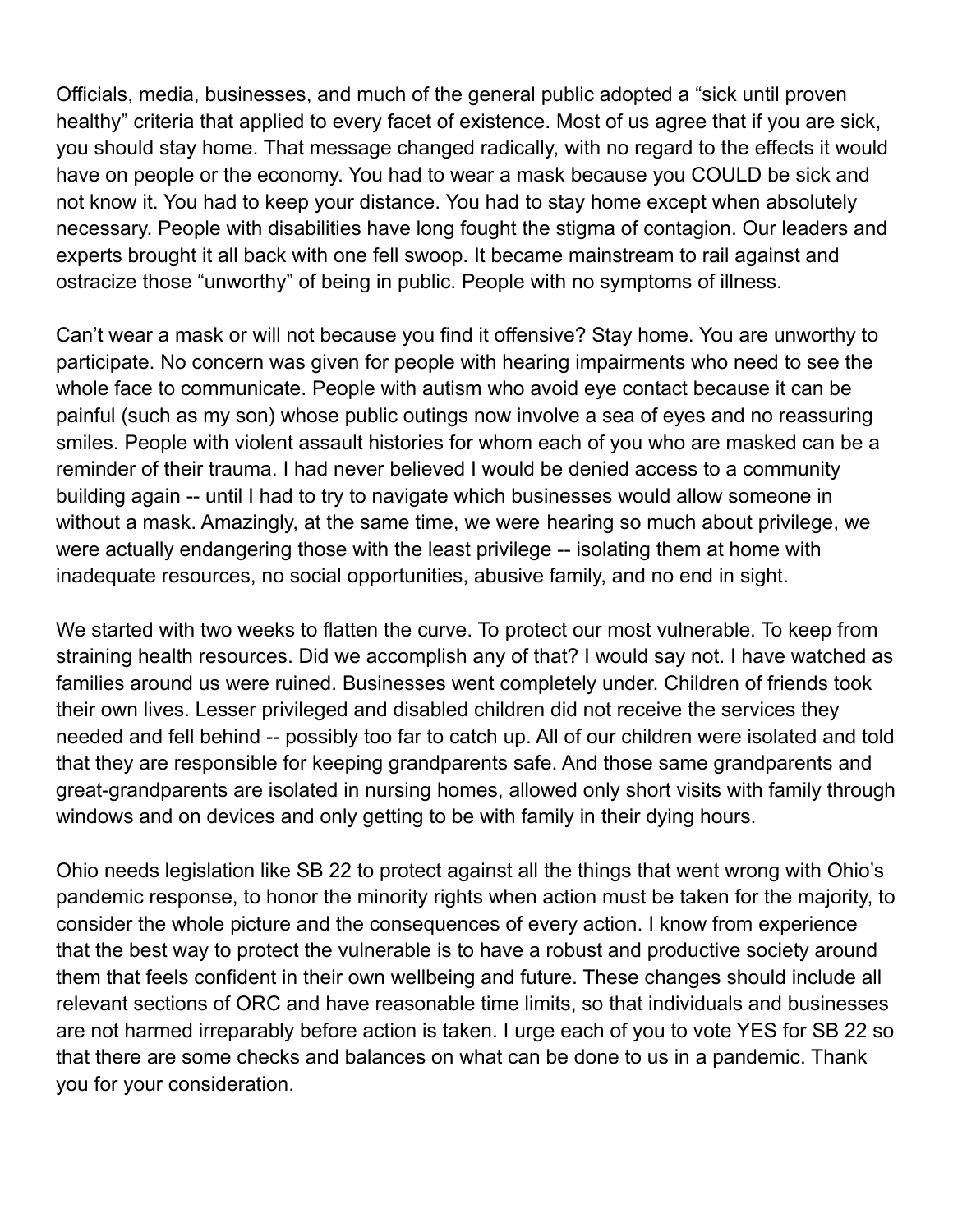Officials, media, businesses, and much of the general public adopted a "sick until proven healthy" criteria that applied to every facet of existence. Most of us agree that if you are sick, you should stay home. That message changed radically, with no regard to the effects it would have on people or the economy. You had to wear a mask because you COULD be sick and not know it. You had to keep your distance. You had to stay home except when absolutely necessary. People with disabilities have long fought the stigma of contagion. Our leaders and experts brought it all back with one fell swoop. It became mainstream to rail against and ostracize those "unworthy" of being in public. People with no symptoms of illness.

Can't wear a mask or will not because you find it offensive? Stay home. You are unworthy to participate. No concern was given for people with hearing impairments who need to see the whole face to communicate. People with autism who avoid eye contact because it can be painful (such as my son) whose public outings now involve a sea of eyes and no reassuring smiles. People with violent assault histories for whom each of you who are masked can be a reminder of their trauma. I had never believed I would be denied access to a community building again -- until I had to try to navigate which businesses would allow someone in without a mask. Amazingly, at the same time, we were hearing so much about privilege, we were actually endangering those with the least privilege -- isolating them at home with inadequate resources, no social opportunities, abusive family, and no end in sight.

We started with two weeks to flatten the curve. To protect our most vulnerable. To keep from straining health resources. Did we accomplish any of that? I would say not. I have watched as families around us were ruined. Businesses went completely under. Children of friends took their own lives. Lesser privileged and disabled children did not receive the services they needed and fell behind -- possibly too far to catch up. All of our children were isolated and told that they are responsible for keeping grandparents safe. And those same grandparents and great-grandparents are isolated in nursing homes, allowed only short visits with family through windows and on devices and only getting to be with family in their dying hours.

Ohio needs legislation like SB 22 to protect against all the things that went wrong with Ohio's pandemic response, to honor the minority rights when action must be taken for the majority, to consider the whole picture and the consequences of every action. I know from experience that the best way to protect the vulnerable is to have a robust and productive society around them that feels confident in their own wellbeing and future. These changes should include all relevant sections of ORC and have reasonable time limits, so that individuals and businesses are not harmed irreparably before action is taken. I urge each of you to vote YES for SB 22 so that there are some checks and balances on what can be done to us in a pandemic. Thank you for your consideration.